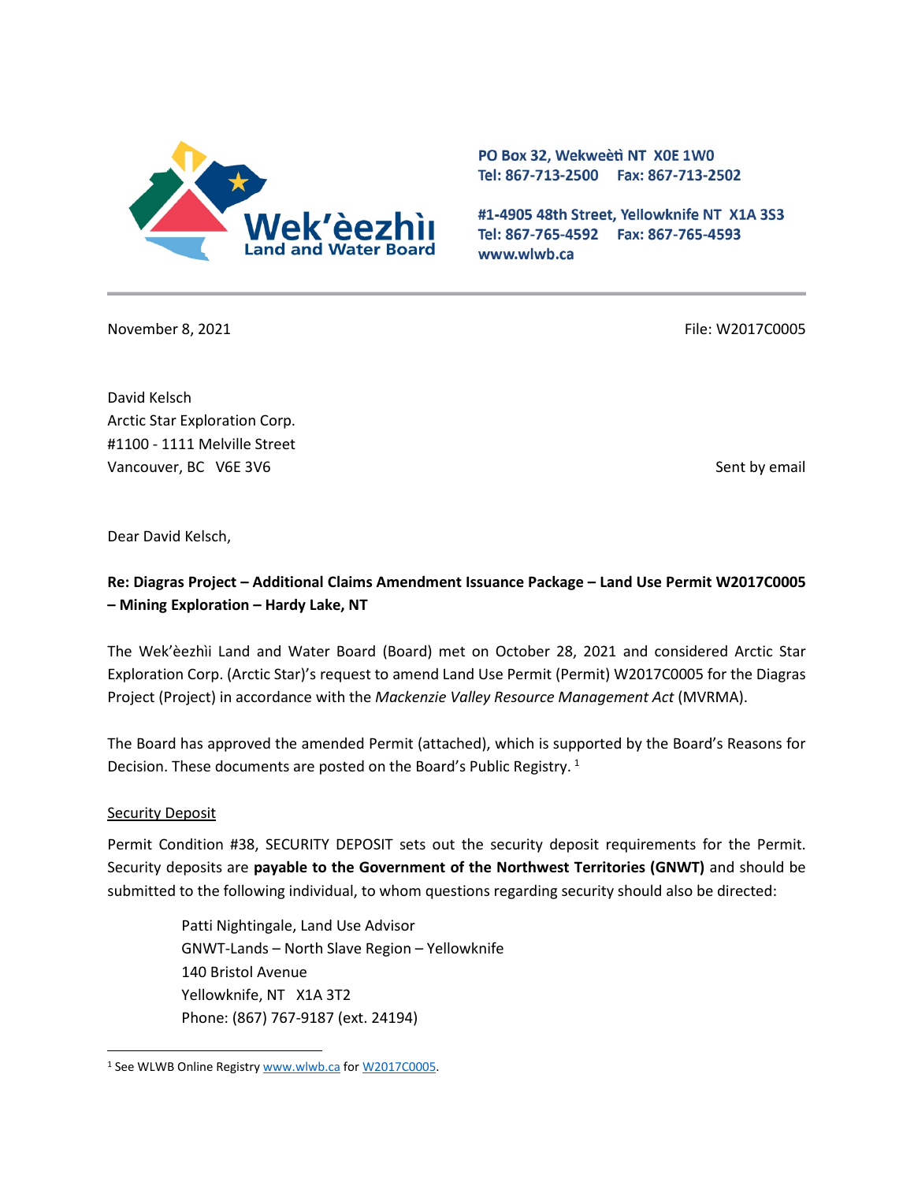Wek'èezhìı Land and Water Board

PO Box 32, Wekweètì NT X0E 1W0
Tel: 867-713-2500 Fax: 867-713-2502

#1-4905 48th Street, Yellowknife NT X1A 3S3
Tel: 867-765-4592 Fax: 867-765-4593
www.wlwb.ca

November 8, 2021

File: W2017C0005

David Kelsch
Arctic Star Exploration Corp.
#1100 - 1111 Melville Street
Vancouver, BC V6E 3V6

Sent by email

Dear David Kelsch,

**Re: Diagras Project – Additional Claims Amendment Issuance Package – Land Use Permit W2017C0005 – Mining Exploration – Hardy Lake, NT**

The Wek'èezhìi Land and Water Board (Board) met on October 28, 2021 and considered Arctic Star Exploration Corp. (Arctic Star)'s request to amend Land Use Permit (Permit) W2017C0005 for the Diagras Project (Project) in accordance with the *Mackenzie Valley Resource Management Act* (MVRMA).

The Board has approved the amended Permit (attached), which is supported by the Board's Reasons for Decision. These documents are posted on the Board's Public Registry. [1]

Security Deposit

Permit Condition #38, SECURITY DEPOSIT sets out the security deposit requirements for the Permit. Security deposits are **payable to the Government of the Northwest Territories (GNWT)** and should be submitted to the following individual, to whom questions regarding security should also be directed:

> Patti Nightingale, Land Use Advisor
> GNWT-Lands – North Slave Region – Yellowknife
> 140 Bristol Avenue
> Yellowknife, NT X1A 3T2
> Phone: (867) 767-9187 (ext. 24194)

[1] See WLWB Online Registry www.wlwb.ca for W2017C0005.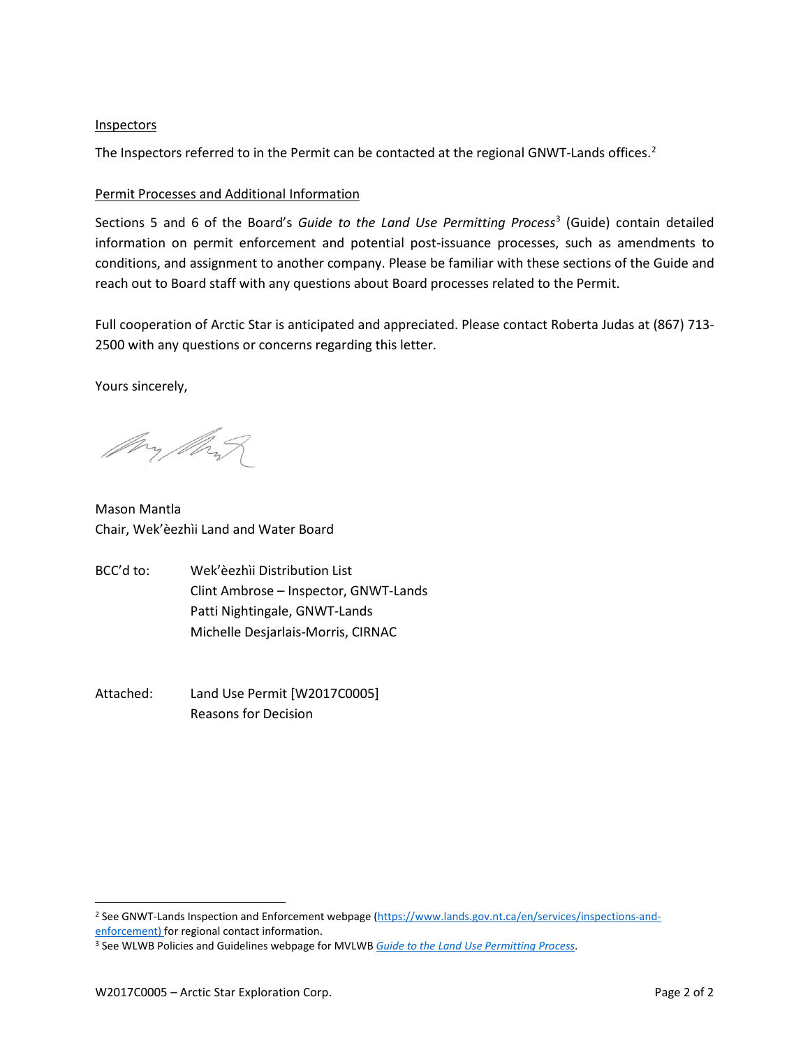Inspectors

The Inspectors referred to in the Permit can be contacted at the regional GNWT-Lands offices.[2]

Permit Processes and Additional Information

Sections 5 and 6 of the Board's *Guide to the Land Use Permitting Process*[3] (Guide) contain detailed information on permit enforcement and potential post-issuance processes, such as amendments to conditions, and assignment to another company. Please be familiar with these sections of the Guide and reach out to Board staff with any questions about Board processes related to the Permit.

Full cooperation of Arctic Star is anticipated and appreciated. Please contact Roberta Judas at (867) 713-2500 with any questions or concerns regarding this letter.

Yours sincerely,

Mason Mantla
Chair, Wek'èezhìi Land and Water Board

BCC'd to: Wek'èezhìi Distribution List
Clint Ambrose – Inspector, GNWT-Lands
Patti Nightingale, GNWT-Lands
Michelle Desjarlais-Morris, CIRNAC

Attached: Land Use Permit [W2017C0005]
Reasons for Decision

---

[2] See GNWT-Lands Inspection and Enforcement webpage (https://www.lands.gov.nt.ca/en/services/inspections-and-enforcement) for regional contact information.

[3] See WLWB Policies and Guidelines webpage for MVLWB *Guide to the Land Use Permitting Process*.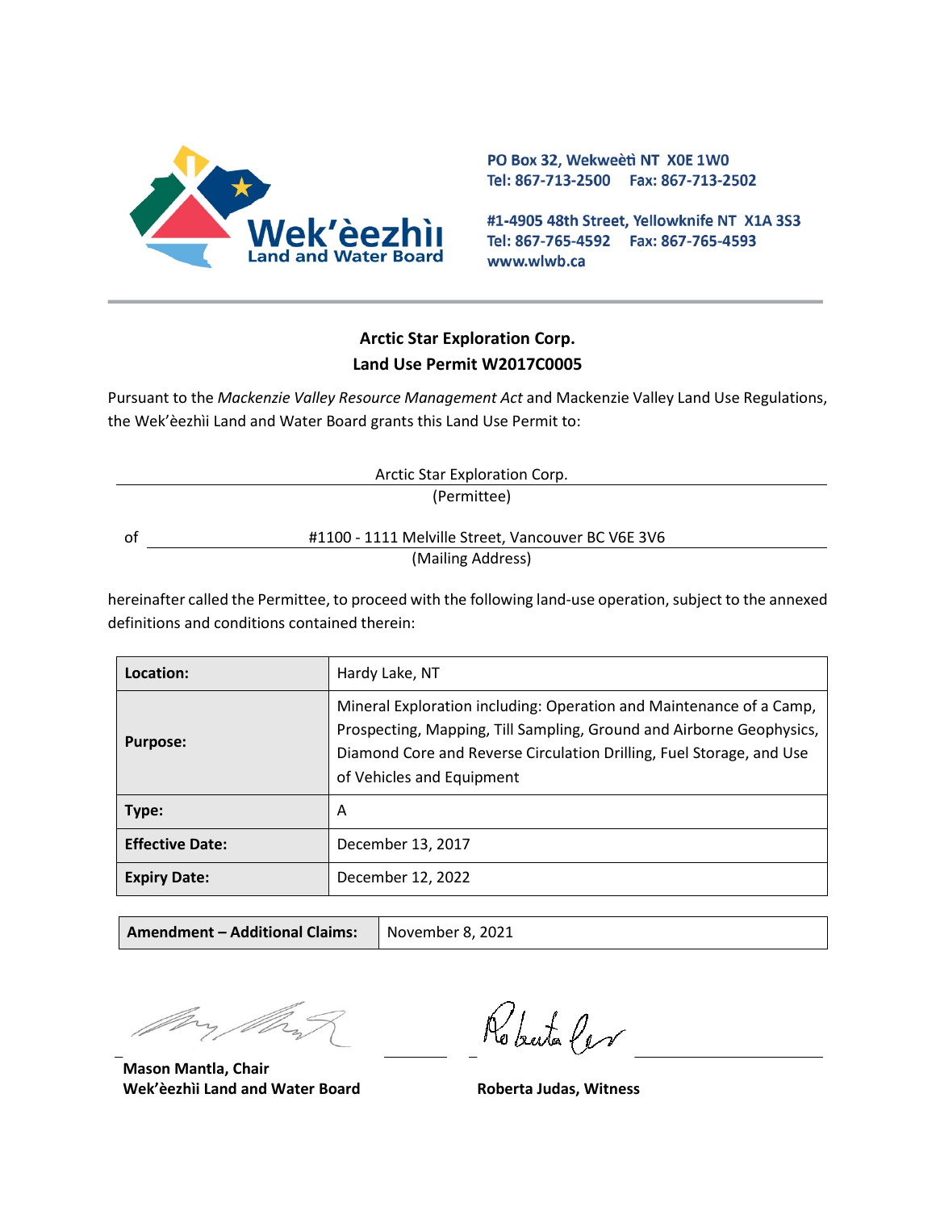PO Box 32, Wekweètì NT X0E 1W0
Tel: 867-713-2500 Fax: 867-713-2502

#1-4905 48th Street, Yellowknife NT X1A 3S3
Tel: 867-765-4592 Fax: 867-765-4593
www.wlwb.ca

## Arctic Star Exploration Corp.
## Land Use Permit W2017C0005

Pursuant to the *Mackenzie Valley Resource Management Act* and Mackenzie Valley Land Use Regulations, the Wek'èezhìi Land and Water Board grants this Land Use Permit to:

Arctic Star Exploration Corp.
(Permittee)

of #1100 - 1111 Melville Street, Vancouver BC V6E 3V6
(Mailing Address)

hereinafter called the Permittee, to proceed with the following land-use operation, subject to the annexed definitions and conditions contained therein:

| | |
|---|---|
| **Location:** | Hardy Lake, NT |
| **Purpose:** | Mineral Exploration including: Operation and Maintenance of a Camp, Prospecting, Mapping, Till Sampling, Ground and Airborne Geophysics, Diamond Core and Reverse Circulation Drilling, Fuel Storage, and Use of Vehicles and Equipment |
| **Type:** | A |
| **Effective Date:** | December 13, 2017 |
| **Expiry Date:** | December 12, 2022 |

| | |
|---|---|
| **Amendment – Additional Claims:** | November 8, 2021 |

**Mason Mantla, Chair**
**Wek'èezhìi Land and Water Board**

**Roberta Judas, Witness**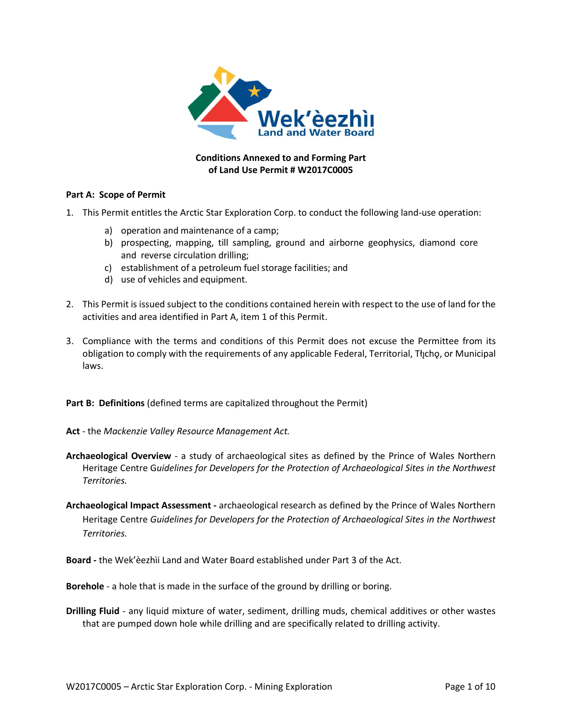**Conditions Annexed to and Forming Part of Land Use Permit # W2017C0005**

**Part A: Scope of Permit**

1. This Permit entitles the Arctic Star Exploration Corp. to conduct the following land-use operation:
   a) operation and maintenance of a camp;
   b) prospecting, mapping, till sampling, ground and airborne geophysics, diamond core and reverse circulation drilling;
   c) establishment of a petroleum fuel storage facilities; and
   d) use of vehicles and equipment.

2. This Permit is issued subject to the conditions contained herein with respect to the use of land for the activities and area identified in Part A, item 1 of this Permit.

3. Compliance with the terms and conditions of this Permit does not excuse the Permittee from its obligation to comply with the requirements of any applicable Federal, Territorial, Tłı̨chǫ, or Municipal laws.

**Part B: Definitions** (defined terms are capitalized throughout the Permit)

**Act** - the *Mackenzie Valley Resource Management Act.*

**Archaeological Overview** - a study of archaeological sites as defined by the Prince of Wales Northern Heritage Centre G*uidelines for Developers for the Protection of Archaeological Sites in the Northwest Territories.*

**Archaeological Impact Assessment -** archaeological research as defined by the Prince of Wales Northern Heritage Centre *Guidelines for Developers for the Protection of Archaeological Sites in the Northwest Territories.*

**Board -** the Wek'èezhìi Land and Water Board established under Part 3 of the Act.

**Borehole** - a hole that is made in the surface of the ground by drilling or boring.

**Drilling Fluid** - any liquid mixture of water, sediment, drilling muds, chemical additives or other wastes that are pumped down hole while drilling and are specifically related to drilling activity.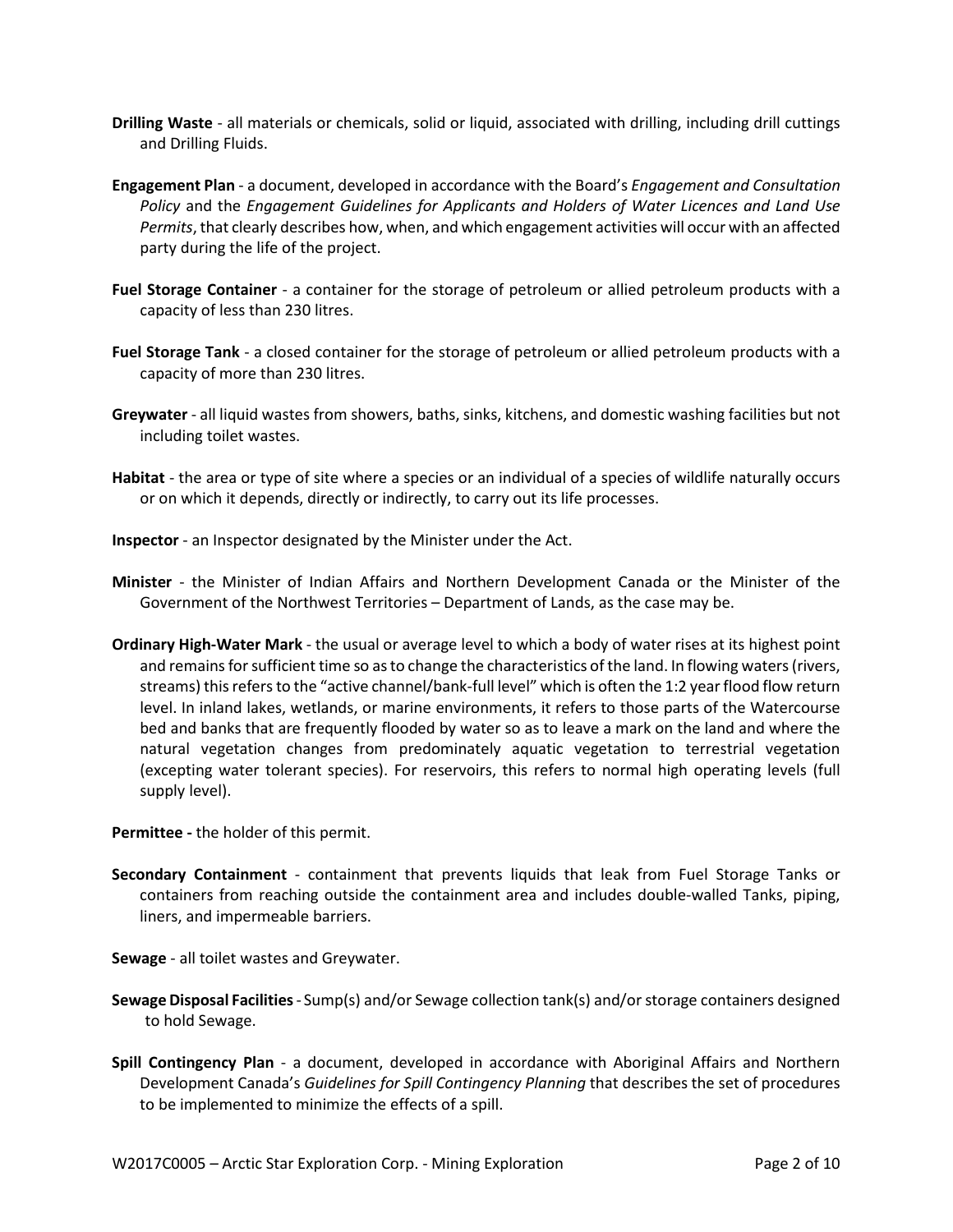**Drilling Waste** - all materials or chemicals, solid or liquid, associated with drilling, including drill cuttings and Drilling Fluids.

**Engagement Plan** - a document, developed in accordance with the Board's *Engagement and Consultation Policy* and the *Engagement Guidelines for Applicants and Holders of Water Licences and Land Use Permits*, that clearly describes how, when, and which engagement activities will occur with an affected party during the life of the project.

**Fuel Storage Container** - a container for the storage of petroleum or allied petroleum products with a capacity of less than 230 litres.

**Fuel Storage Tank** - a closed container for the storage of petroleum or allied petroleum products with a capacity of more than 230 litres.

**Greywater** - all liquid wastes from showers, baths, sinks, kitchens, and domestic washing facilities but not including toilet wastes.

**Habitat** - the area or type of site where a species or an individual of a species of wildlife naturally occurs or on which it depends, directly or indirectly, to carry out its life processes.

**Inspector** - an Inspector designated by the Minister under the Act.

**Minister** - the Minister of Indian Affairs and Northern Development Canada or the Minister of the Government of the Northwest Territories – Department of Lands, as the case may be.

**Ordinary High-Water Mark** - the usual or average level to which a body of water rises at its highest point and remains for sufficient time so as to change the characteristics of the land. In flowing waters (rivers, streams) this refers to the "active channel/bank-full level" which is often the 1:2 year flood flow return level. In inland lakes, wetlands, or marine environments, it refers to those parts of the Watercourse bed and banks that are frequently flooded by water so as to leave a mark on the land and where the natural vegetation changes from predominately aquatic vegetation to terrestrial vegetation (excepting water tolerant species). For reservoirs, this refers to normal high operating levels (full supply level).

**Permittee -** the holder of this permit.

**Secondary Containment** - containment that prevents liquids that leak from Fuel Storage Tanks or containers from reaching outside the containment area and includes double-walled Tanks, piping, liners, and impermeable barriers.

**Sewage** - all toilet wastes and Greywater.

**Sewage Disposal Facilities** - Sump(s) and/or Sewage collection tank(s) and/or storage containers designed to hold Sewage.

**Spill Contingency Plan** - a document, developed in accordance with Aboriginal Affairs and Northern Development Canada's *Guidelines for Spill Contingency Planning* that describes the set of procedures to be implemented to minimize the effects of a spill.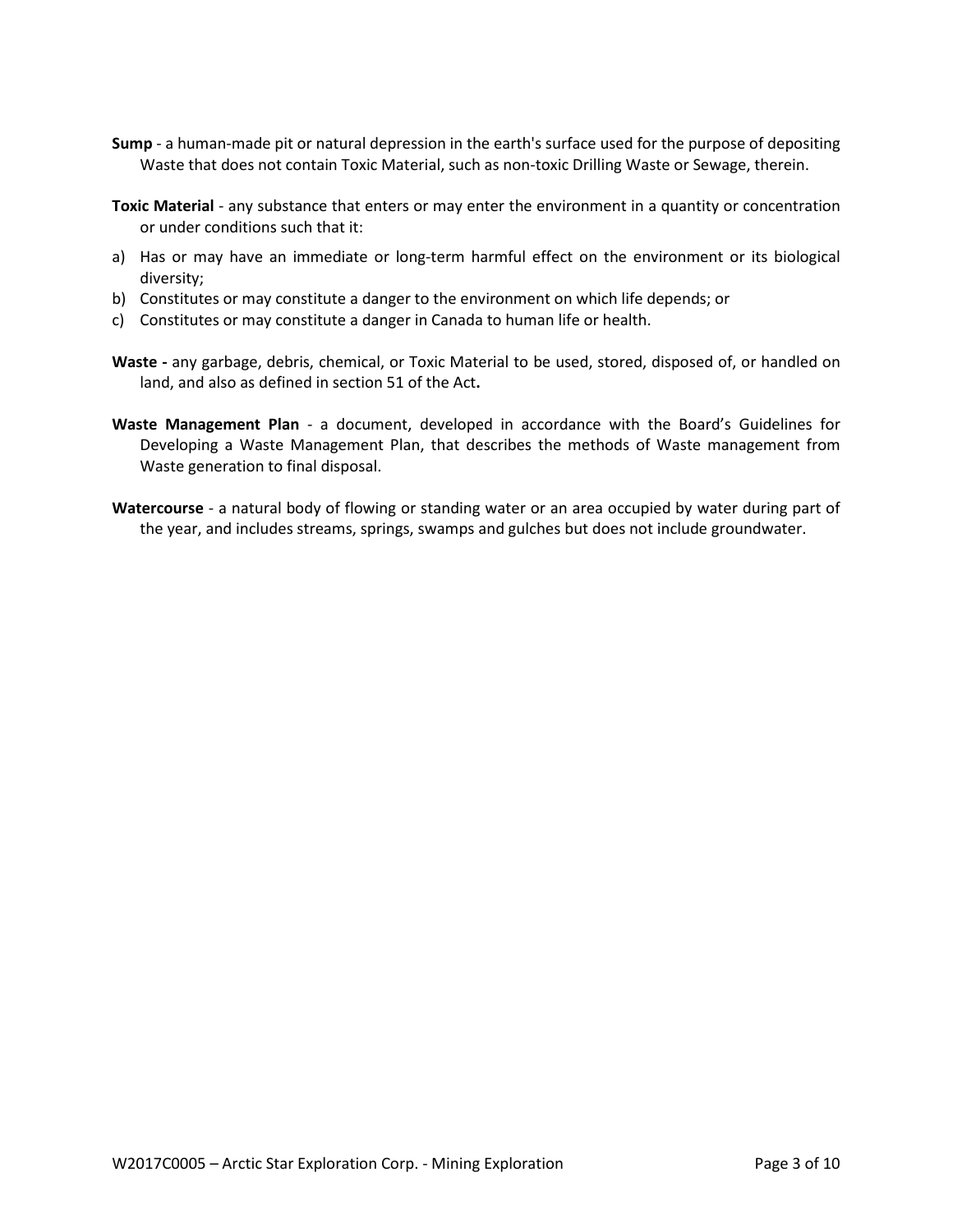**Sump** - a human-made pit or natural depression in the earth's surface used for the purpose of depositing Waste that does not contain Toxic Material, such as non-toxic Drilling Waste or Sewage, therein.

**Toxic Material** - any substance that enters or may enter the environment in a quantity or concentration or under conditions such that it:

a) Has or may have an immediate or long-term harmful effect on the environment or its biological diversity;
b) Constitutes or may constitute a danger to the environment on which life depends; or
c) Constitutes or may constitute a danger in Canada to human life or health.

**Waste -** any garbage, debris, chemical, or Toxic Material to be used, stored, disposed of, or handled on land, and also as defined in section 51 of the Act**.**

**Waste Management Plan** - a document, developed in accordance with the Board's Guidelines for Developing a Waste Management Plan, that describes the methods of Waste management from Waste generation to final disposal.

**Watercourse** - a natural body of flowing or standing water or an area occupied by water during part of the year, and includes streams, springs, swamps and gulches but does not include groundwater.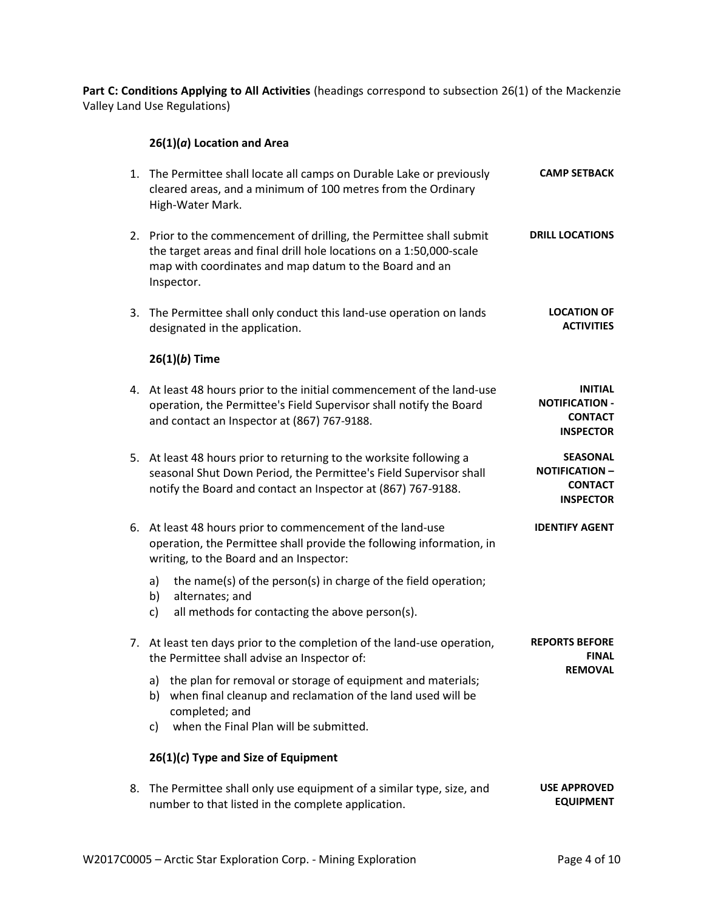**Part C: Conditions Applying to All Activities** (headings correspond to subsection 26(1) of the Mackenzie Valley Land Use Regulations)

### 26(1)(*a*) Location and Area

1. The Permittee shall locate all camps on Durable Lake or previously cleared areas, and a minimum of 100 metres from the Ordinary High-Water Mark. **CAMP SETBACK**

2. Prior to the commencement of drilling, the Permittee shall submit the target areas and final drill hole locations on a 1:50,000-scale map with coordinates and map datum to the Board and an Inspector. **DRILL LOCATIONS**

3. The Permittee shall only conduct this land-use operation on lands designated in the application. **LOCATION OF ACTIVITIES**

### 26(1)(*b*) Time

4. At least 48 hours prior to the initial commencement of the land-use operation, the Permittee's Field Supervisor shall notify the Board and contact an Inspector at (867) 767-9188. **INITIAL NOTIFICATION - CONTACT INSPECTOR**

5. At least 48 hours prior to returning to the worksite following a seasonal Shut Down Period, the Permittee's Field Supervisor shall notify the Board and contact an Inspector at (867) 767-9188. **SEASONAL NOTIFICATION – CONTACT INSPECTOR**

6. At least 48 hours prior to commencement of the land-use operation, the Permittee shall provide the following information, in writing, to the Board and an Inspector: **IDENTIFY AGENT**

   a) the name(s) of the person(s) in charge of the field operation;
   b) alternates; and
   c) all methods for contacting the above person(s).

7. At least ten days prior to the completion of the land-use operation, the Permittee shall advise an Inspector of: **REPORTS BEFORE FINAL REMOVAL**

   a) the plan for removal or storage of equipment and materials;
   b) when final cleanup and reclamation of the land used will be completed; and
   c) when the Final Plan will be submitted.

### 26(1)(*c*) Type and Size of Equipment

8. The Permittee shall only use equipment of a similar type, size, and number to that listed in the complete application. **USE APPROVED EQUIPMENT**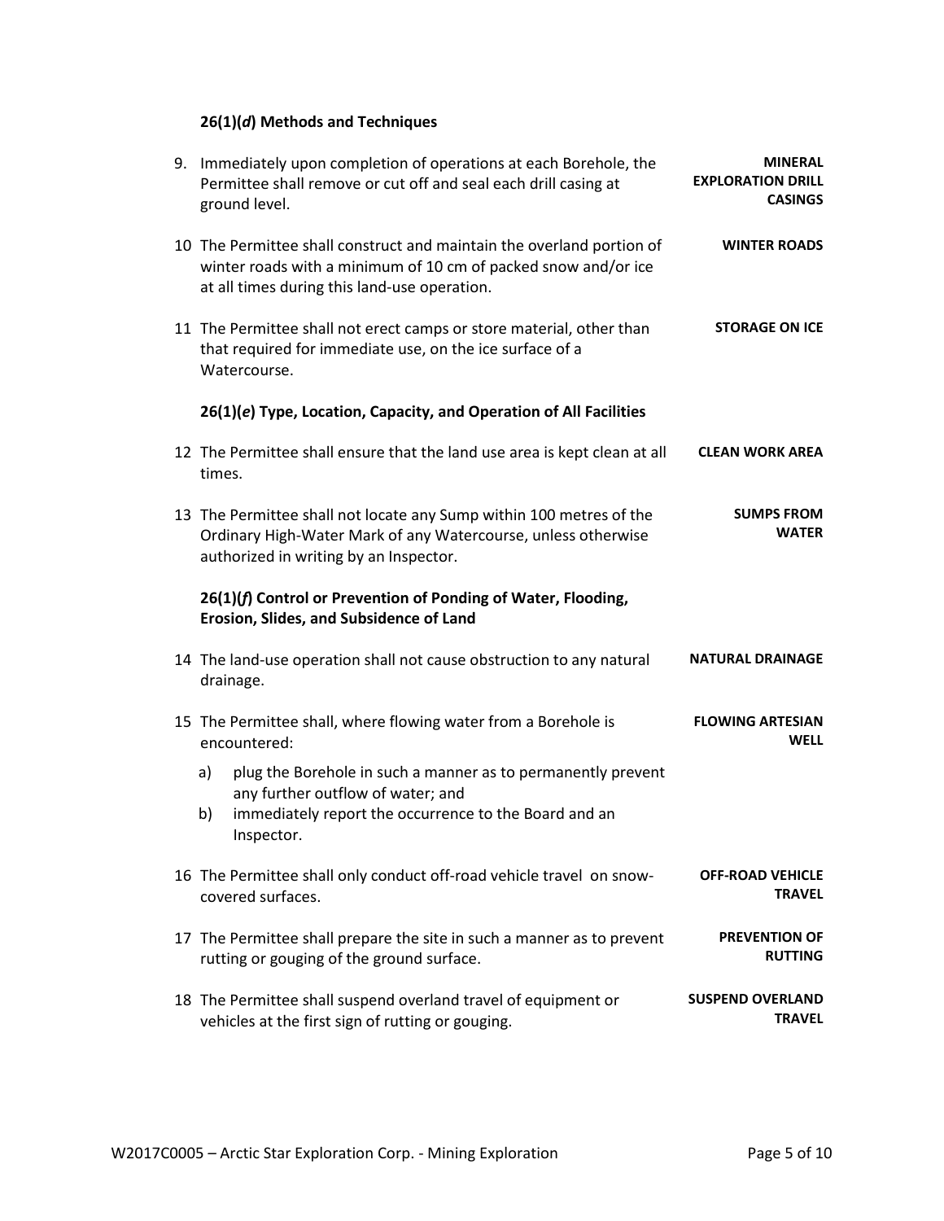### 26(1)(*d*) Methods and Techniques

| | | |
|---|---|---|
| 9. | Immediately upon completion of operations at each Borehole, the Permittee shall remove or cut off and seal each drill casing at ground level. | **MINERAL EXPLORATION DRILL CASINGS** |
| 10 | The Permittee shall construct and maintain the overland portion of winter roads with a minimum of 10 cm of packed snow and/or ice at all times during this land-use operation. | **WINTER ROADS** |
| 11 | The Permittee shall not erect camps or store material, other than that required for immediate use, on the ice surface of a Watercourse. | **STORAGE ON ICE** |

### 26(1)(*e*) Type, Location, Capacity, and Operation of All Facilities

| | | |
|---|---|---|
| 12 | The Permittee shall ensure that the land use area is kept clean at all times. | **CLEAN WORK AREA** |
| 13 | The Permittee shall not locate any Sump within 100 metres of the Ordinary High-Water Mark of any Watercourse, unless otherwise authorized in writing by an Inspector. | **SUMPS FROM WATER** |

### 26(1)(*f*) Control or Prevention of Ponding of Water, Flooding, Erosion, Slides, and Subsidence of Land

| | | |
|---|---|---|
| 14 | The land-use operation shall not cause obstruction to any natural drainage. | **NATURAL DRAINAGE** |
| 15 | The Permittee shall, where flowing water from a Borehole is encountered:<br>a) plug the Borehole in such a manner as to permanently prevent any further outflow of water; and<br>b) immediately report the occurrence to the Board and an Inspector. | **FLOWING ARTESIAN WELL** |
| 16 | The Permittee shall only conduct off-road vehicle travel on snow-covered surfaces. | **OFF-ROAD VEHICLE TRAVEL** |
| 17 | The Permittee shall prepare the site in such a manner as to prevent rutting or gouging of the ground surface. | **PREVENTION OF RUTTING** |
| 18 | The Permittee shall suspend overland travel of equipment or vehicles at the first sign of rutting or gouging. | **SUSPEND OVERLAND TRAVEL** |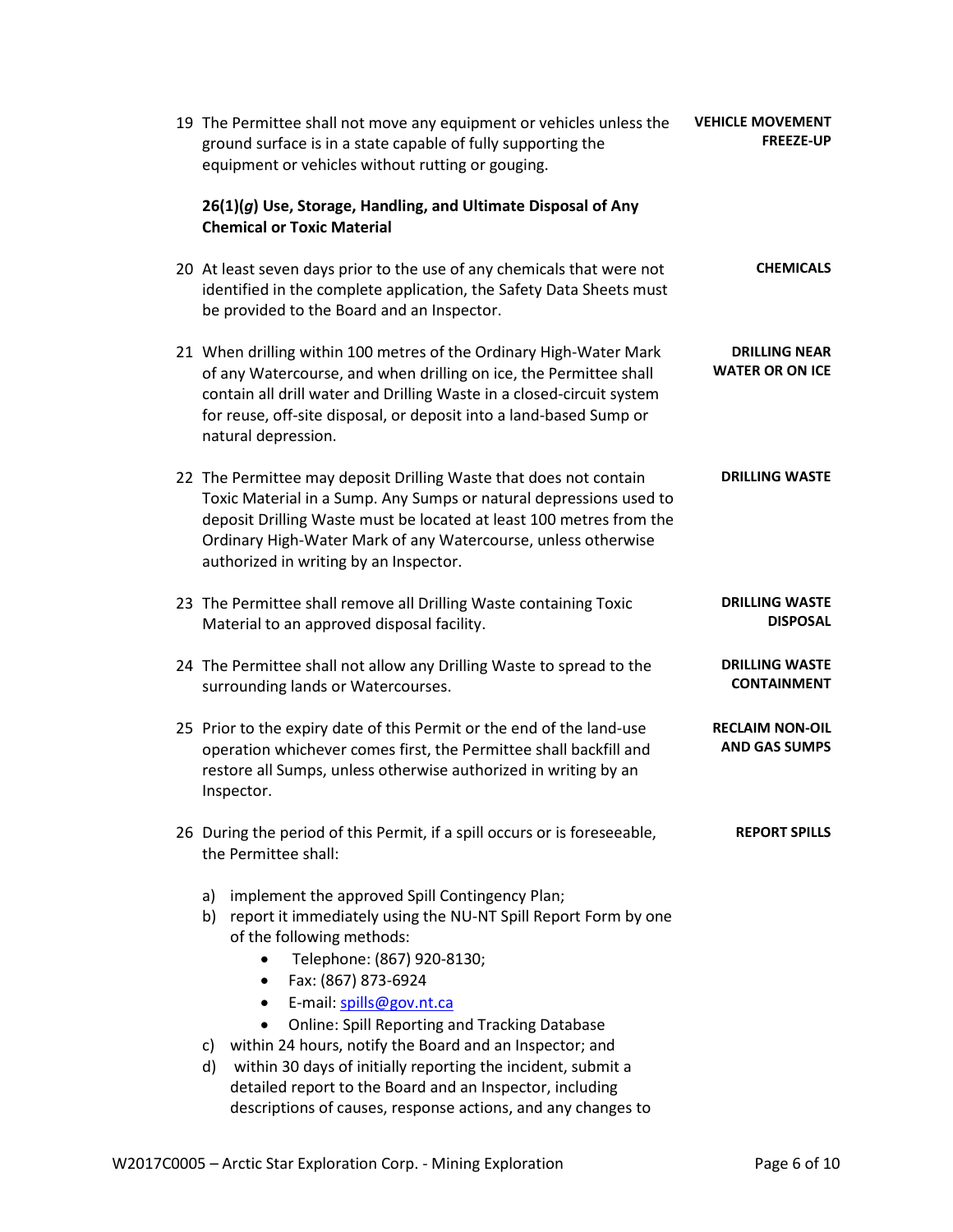19 The Permittee shall not move any equipment or vehicles unless the ground surface is in a state capable of fully supporting the equipment or vehicles without rutting or gouging. **VEHICLE MOVEMENT FREEZE-UP**

**26(1)(*g*) Use, Storage, Handling, and Ultimate Disposal of Any Chemical or Toxic Material**

20 At least seven days prior to the use of any chemicals that were not identified in the complete application, the Safety Data Sheets must be provided to the Board and an Inspector. **CHEMICALS**

21 When drilling within 100 metres of the Ordinary High-Water Mark of any Watercourse, and when drilling on ice, the Permittee shall contain all drill water and Drilling Waste in a closed-circuit system for reuse, off-site disposal, or deposit into a land-based Sump or natural depression. **DRILLING NEAR WATER OR ON ICE**

22 The Permittee may deposit Drilling Waste that does not contain Toxic Material in a Sump. Any Sumps or natural depressions used to deposit Drilling Waste must be located at least 100 metres from the Ordinary High-Water Mark of any Watercourse, unless otherwise authorized in writing by an Inspector. **DRILLING WASTE**

23 The Permittee shall remove all Drilling Waste containing Toxic Material to an approved disposal facility. **DRILLING WASTE DISPOSAL**

24 The Permittee shall not allow any Drilling Waste to spread to the surrounding lands or Watercourses. **DRILLING WASTE CONTAINMENT**

25 Prior to the expiry date of this Permit or the end of the land-use operation whichever comes first, the Permittee shall backfill and restore all Sumps, unless otherwise authorized in writing by an Inspector. **RECLAIM NON-OIL AND GAS SUMPS**

26 During the period of this Permit, if a spill occurs or is foreseeable, the Permittee shall: **REPORT SPILLS**

a) implement the approved Spill Contingency Plan;
b) report it immediately using the NU-NT Spill Report Form by one of the following methods:
   - Telephone: (867) 920-8130;
   - Fax: (867) 873-6924
   - E-mail: spills@gov.nt.ca
   - Online: Spill Reporting and Tracking Database
c) within 24 hours, notify the Board and an Inspector; and
d) within 30 days of initially reporting the incident, submit a detailed report to the Board and an Inspector, including descriptions of causes, response actions, and any changes to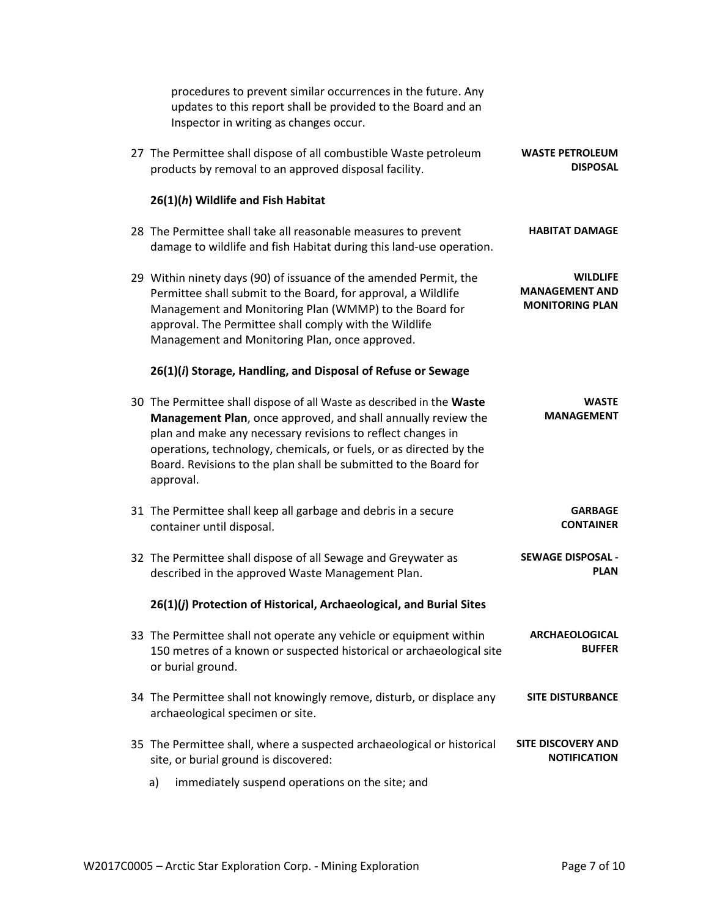procedures to prevent similar occurrences in the future. Any updates to this report shall be provided to the Board and an Inspector in writing as changes occur.

27 The Permittee shall dispose of all combustible Waste petroleum products by removal to an approved disposal facility. **WASTE PETROLEUM DISPOSAL**

**26(1)(*h*) Wildlife and Fish Habitat**

28 The Permittee shall take all reasonable measures to prevent damage to wildlife and fish Habitat during this land-use operation. **HABITAT DAMAGE**

29 Within ninety days (90) of issuance of the amended Permit, the Permittee shall submit to the Board, for approval, a Wildlife Management and Monitoring Plan (WMMP) to the Board for approval. The Permittee shall comply with the Wildlife Management and Monitoring Plan, once approved. **WILDLIFE MANAGEMENT AND MONITORING PLAN**

**26(1)(*i*) Storage, Handling, and Disposal of Refuse or Sewage**

30 The Permittee shall dispose of all Waste as described in the **Waste Management Plan**, once approved, and shall annually review the plan and make any necessary revisions to reflect changes in operations, technology, chemicals, or fuels, or as directed by the Board. Revisions to the plan shall be submitted to the Board for approval. **WASTE MANAGEMENT**

31 The Permittee shall keep all garbage and debris in a secure container until disposal. **GARBAGE CONTAINER**

32 The Permittee shall dispose of all Sewage and Greywater as described in the approved Waste Management Plan. **SEWAGE DISPOSAL - PLAN**

**26(1)(*j*) Protection of Historical, Archaeological, and Burial Sites**

33 The Permittee shall not operate any vehicle or equipment within 150 metres of a known or suspected historical or archaeological site or burial ground. **ARCHAEOLOGICAL BUFFER**

34 The Permittee shall not knowingly remove, disturb, or displace any archaeological specimen or site. **SITE DISTURBANCE**

35 The Permittee shall, where a suspected archaeological or historical site, or burial ground is discovered: **SITE DISCOVERY AND NOTIFICATION**

a) immediately suspend operations on the site; and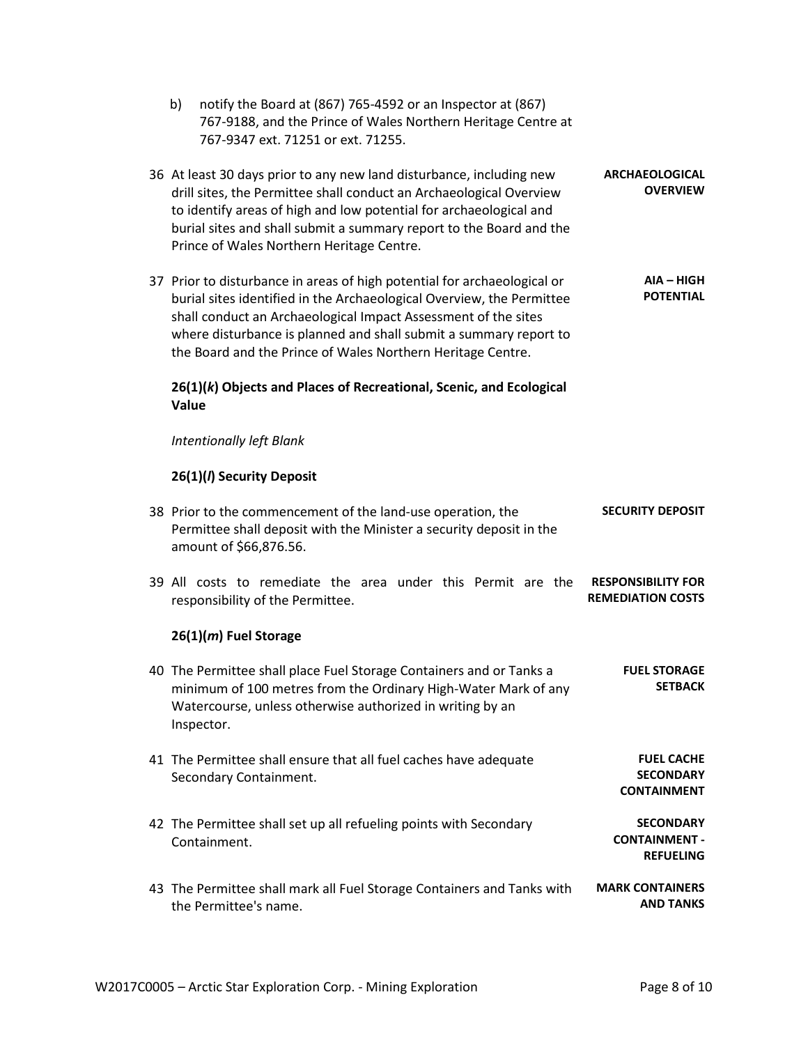b) notify the Board at (867) 765-4592 or an Inspector at (867) 767-9188, and the Prince of Wales Northern Heritage Centre at 767-9347 ext. 71251 or ext. 71255.

36 At least 30 days prior to any new land disturbance, including new drill sites, the Permittee shall conduct an Archaeological Overview to identify areas of high and low potential for archaeological and burial sites and shall submit a summary report to the Board and the Prince of Wales Northern Heritage Centre. **ARCHAEOLOGICAL OVERVIEW**

37 Prior to disturbance in areas of high potential for archaeological or burial sites identified in the Archaeological Overview, the Permittee shall conduct an Archaeological Impact Assessment of the sites where disturbance is planned and shall submit a summary report to the Board and the Prince of Wales Northern Heritage Centre. **AIA – HIGH POTENTIAL**

**26(1)(*k*) Objects and Places of Recreational, Scenic, and Ecological Value**

*Intentionally left Blank*

**26(1)(*l*) Security Deposit**

38 Prior to the commencement of the land-use operation, the Permittee shall deposit with the Minister a security deposit in the amount of $66,876.56. **SECURITY DEPOSIT**

39 All costs to remediate the area under this Permit are the responsibility of the Permittee. **RESPONSIBILITY FOR REMEDIATION COSTS**

**26(1)(*m*) Fuel Storage**

40 The Permittee shall place Fuel Storage Containers and or Tanks a minimum of 100 metres from the Ordinary High-Water Mark of any Watercourse, unless otherwise authorized in writing by an Inspector. **FUEL STORAGE SETBACK**

41 The Permittee shall ensure that all fuel caches have adequate Secondary Containment. **FUEL CACHE SECONDARY CONTAINMENT**

42 The Permittee shall set up all refueling points with Secondary Containment. **SECONDARY CONTAINMENT - REFUELING**

43 The Permittee shall mark all Fuel Storage Containers and Tanks with the Permittee's name. **MARK CONTAINERS AND TANKS**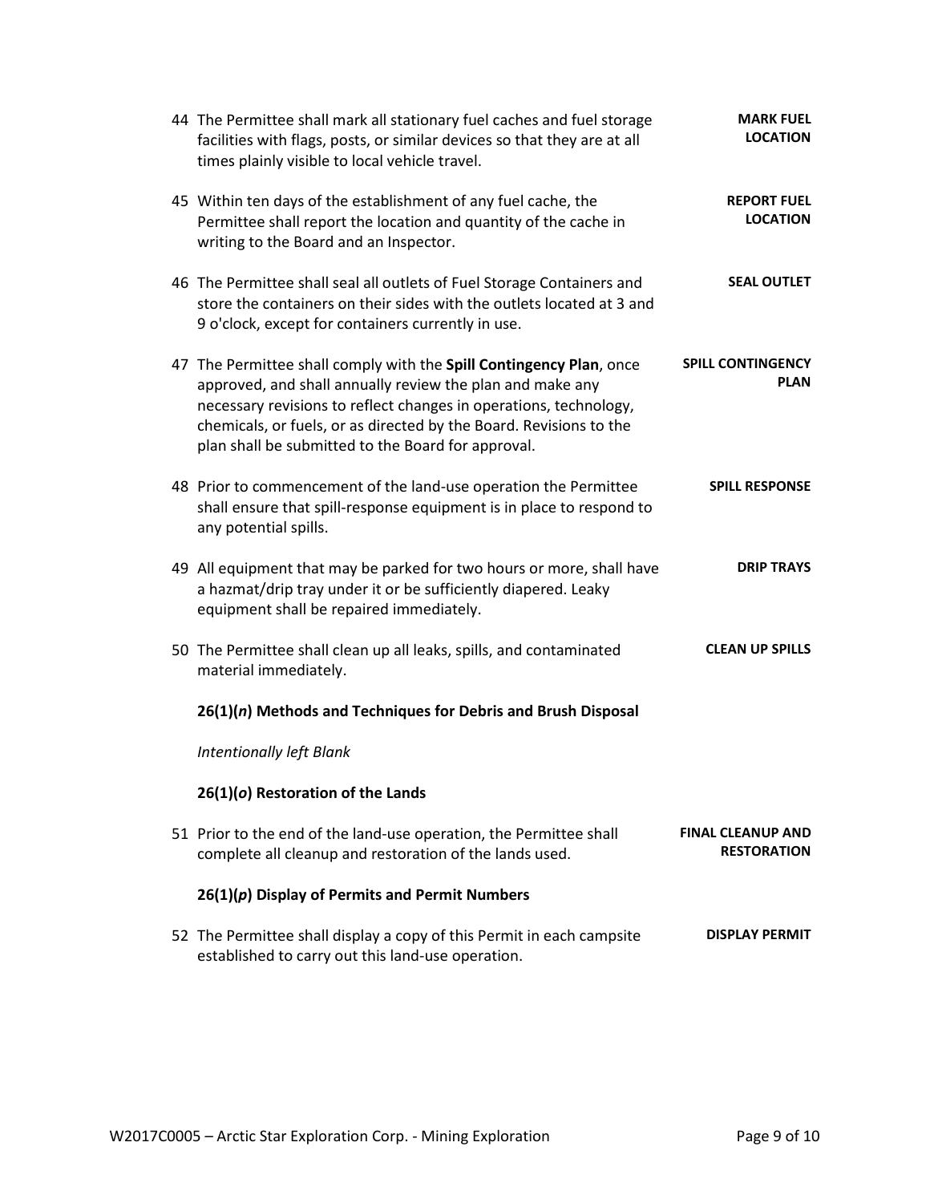44 The Permittee shall mark all stationary fuel caches and fuel storage facilities with flags, posts, or similar devices so that they are at all times plainly visible to local vehicle travel. **MARK FUEL LOCATION**

45 Within ten days of the establishment of any fuel cache, the Permittee shall report the location and quantity of the cache in writing to the Board and an Inspector. **REPORT FUEL LOCATION**

46 The Permittee shall seal all outlets of Fuel Storage Containers and store the containers on their sides with the outlets located at 3 and 9 o'clock, except for containers currently in use. **SEAL OUTLET**

47 The Permittee shall comply with the **Spill Contingency Plan**, once approved, and shall annually review the plan and make any necessary revisions to reflect changes in operations, technology, chemicals, or fuels, or as directed by the Board. Revisions to the plan shall be submitted to the Board for approval. **SPILL CONTINGENCY PLAN**

48 Prior to commencement of the land-use operation the Permittee shall ensure that spill-response equipment is in place to respond to any potential spills. **SPILL RESPONSE**

49 All equipment that may be parked for two hours or more, shall have a hazmat/drip tray under it or be sufficiently diapered. Leaky equipment shall be repaired immediately. **DRIP TRAYS**

50 The Permittee shall clean up all leaks, spills, and contaminated material immediately. **CLEAN UP SPILLS**

### 26(1)(*n*) Methods and Techniques for Debris and Brush Disposal

*Intentionally left Blank*

### 26(1)(*o*) Restoration of the Lands

51 Prior to the end of the land-use operation, the Permittee shall complete all cleanup and restoration of the lands used. **FINAL CLEANUP AND RESTORATION**

### 26(1)(*p*) Display of Permits and Permit Numbers

52 The Permittee shall display a copy of this Permit in each campsite established to carry out this land-use operation. **DISPLAY PERMIT**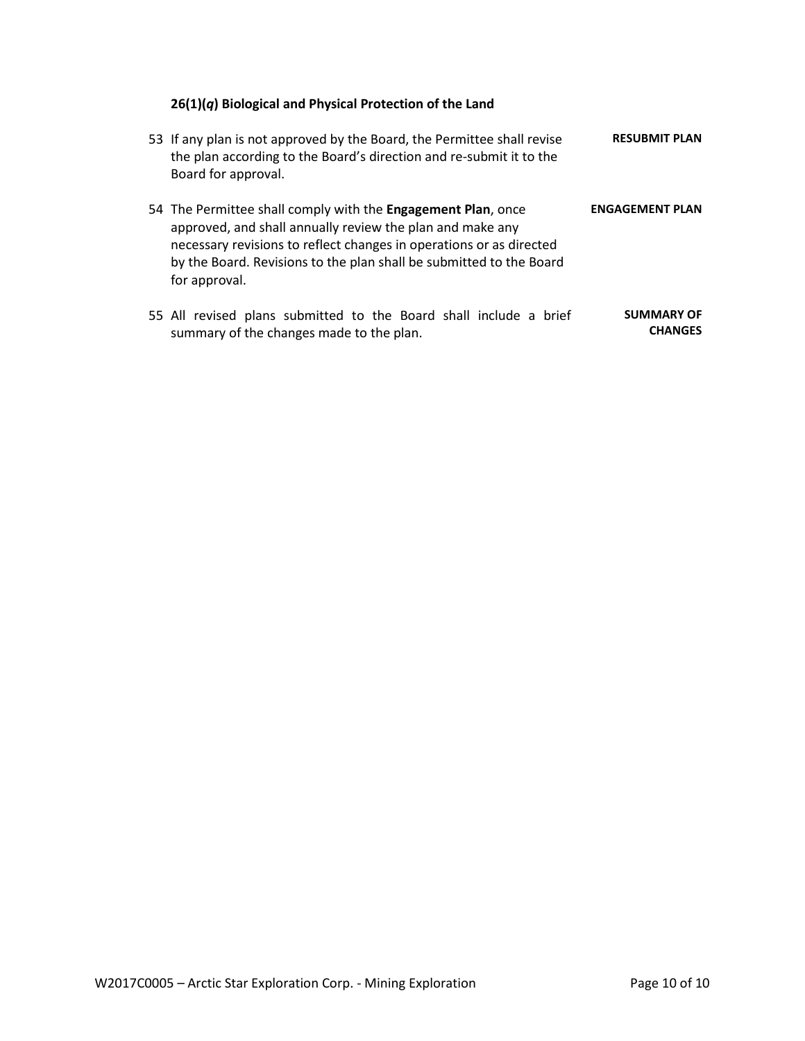### 26(1)(*q*) Biological and Physical Protection of the Land

53 If any plan is not approved by the Board, the Permittee shall revise the plan according to the Board's direction and re-submit it to the Board for approval. **RESUBMIT PLAN**

54 The Permittee shall comply with the **Engagement Plan**, once approved, and shall annually review the plan and make any necessary revisions to reflect changes in operations or as directed by the Board. Revisions to the plan shall be submitted to the Board for approval. **ENGAGEMENT PLAN**

55 All revised plans submitted to the Board shall include a brief summary of the changes made to the plan. **SUMMARY OF CHANGES**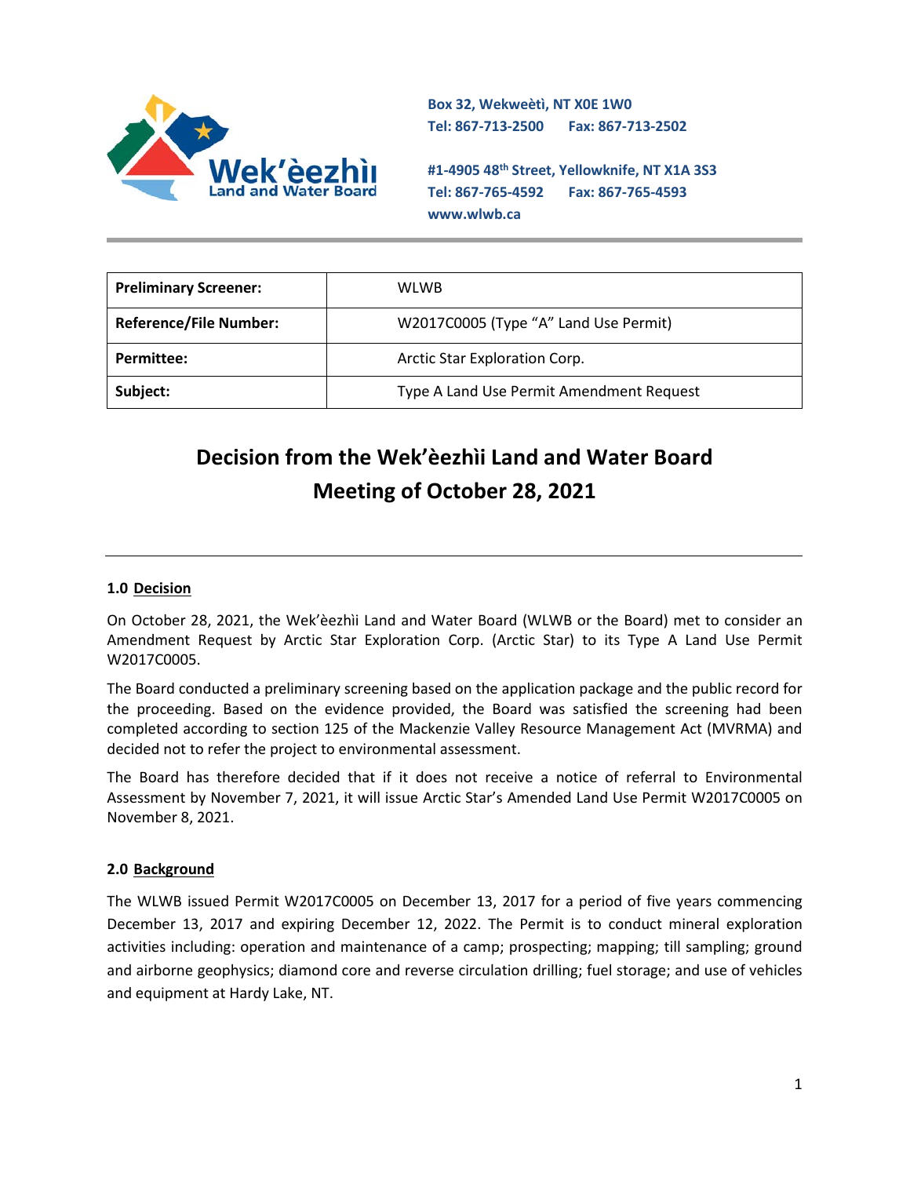Box 32, Wekweètì, NT X0E 1W0
Tel: 867-713-2500 Fax: 867-713-2502

#1-4905 48th Street, Yellowknife, NT X1A 3S3
Tel: 867-765-4592 Fax: 867-765-4593
www.wlwb.ca

| Preliminary Screener: | WLWB |
|---|---|
| Reference/File Number: | W2017C0005 (Type "A" Land Use Permit) |
| Permittee: | Arctic Star Exploration Corp. |
| Subject: | Type A Land Use Permit Amendment Request |

# Decision from the Wek'èezhìi Land and Water Board Meeting of October 28, 2021

## 1.0 Decision

On October 28, 2021, the Wek'èezhìi Land and Water Board (WLWB or the Board) met to consider an Amendment Request by Arctic Star Exploration Corp. (Arctic Star) to its Type A Land Use Permit W2017C0005.

The Board conducted a preliminary screening based on the application package and the public record for the proceeding. Based on the evidence provided, the Board was satisfied the screening had been completed according to section 125 of the Mackenzie Valley Resource Management Act (MVRMA) and decided not to refer the project to environmental assessment.

The Board has therefore decided that if it does not receive a notice of referral to Environmental Assessment by November 7, 2021, it will issue Arctic Star's Amended Land Use Permit W2017C0005 on November 8, 2021.

## 2.0 Background

The WLWB issued Permit W2017C0005 on December 13, 2017 for a period of five years commencing December 13, 2017 and expiring December 12, 2022. The Permit is to conduct mineral exploration activities including: operation and maintenance of a camp; prospecting; mapping; till sampling; ground and airborne geophysics; diamond core and reverse circulation drilling; fuel storage; and use of vehicles and equipment at Hardy Lake, NT.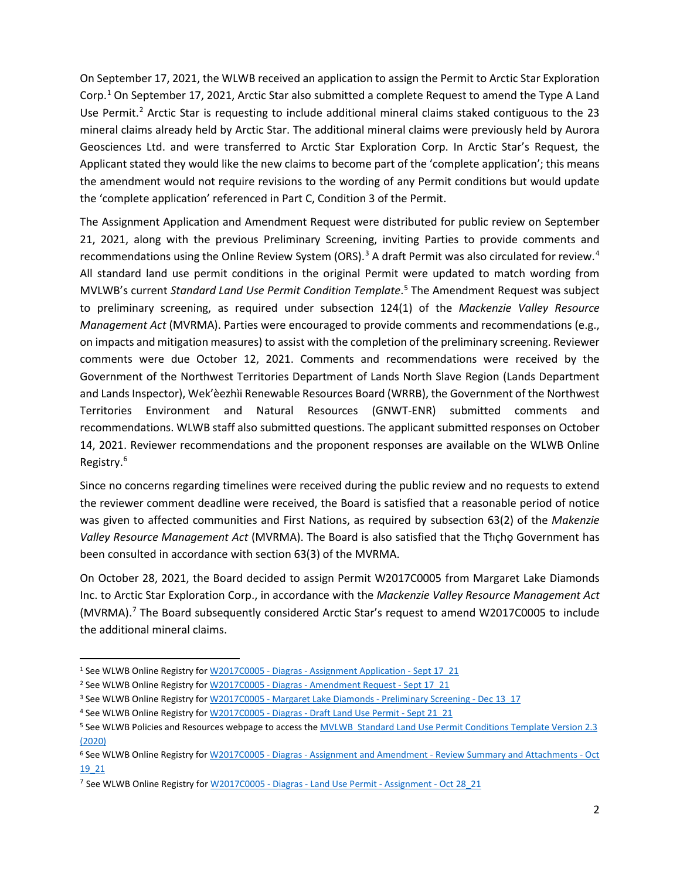On September 17, 2021, the WLWB received an application to assign the Permit to Arctic Star Exploration Corp.[1] On September 17, 2021, Arctic Star also submitted a complete Request to amend the Type A Land Use Permit.[2] Arctic Star is requesting to include additional mineral claims staked contiguous to the 23 mineral claims already held by Arctic Star. The additional mineral claims were previously held by Aurora Geosciences Ltd. and were transferred to Arctic Star Exploration Corp. In Arctic Star's Request, the Applicant stated they would like the new claims to become part of the 'complete application'; this means the amendment would not require revisions to the wording of any Permit conditions but would update the 'complete application' referenced in Part C, Condition 3 of the Permit.

The Assignment Application and Amendment Request were distributed for public review on September 21, 2021, along with the previous Preliminary Screening, inviting Parties to provide comments and recommendations using the Online Review System (ORS).[3] A draft Permit was also circulated for review.[4] All standard land use permit conditions in the original Permit were updated to match wording from MVLWB's current *Standard Land Use Permit Condition Template*.[5] The Amendment Request was subject to preliminary screening, as required under subsection 124(1) of the *Mackenzie Valley Resource Management Act* (MVRMA). Parties were encouraged to provide comments and recommendations (e.g., on impacts and mitigation measures) to assist with the completion of the preliminary screening. Reviewer comments were due October 12, 2021. Comments and recommendations were received by the Government of the Northwest Territories Department of Lands North Slave Region (Lands Department and Lands Inspector), Wek'èezhìi Renewable Resources Board (WRRB), the Government of the Northwest Territories Environment and Natural Resources (GNWT-ENR) submitted comments and recommendations. WLWB staff also submitted questions. The applicant submitted responses on October 14, 2021. Reviewer recommendations and the proponent responses are available on the WLWB Online Registry.[6]

Since no concerns regarding timelines were received during the public review and no requests to extend the reviewer comment deadline were received, the Board is satisfied that a reasonable period of notice was given to affected communities and First Nations, as required by subsection 63(2) of the *Makenzie Valley Resource Management Act* (MVRMA). The Board is also satisfied that the Tłı̨chǫ Government has been consulted in accordance with section 63(3) of the MVRMA.

On October 28, 2021, the Board decided to assign Permit W2017C0005 from Margaret Lake Diamonds Inc. to Arctic Star Exploration Corp., in accordance with the *Mackenzie Valley Resource Management Act* (MVRMA).[7] The Board subsequently considered Arctic Star's request to amend W2017C0005 to include the additional mineral claims.

---

[1] See WLWB Online Registry for W2017C0005 - Diagras - Assignment Application - Sept 17_21

[2] See WLWB Online Registry for W2017C0005 - Diagras - Amendment Request - Sept 17_21

[3] See WLWB Online Registry for W2017C0005 - Margaret Lake Diamonds - Preliminary Screening - Dec 13_17

[4] See WLWB Online Registry for W2017C0005 - Diagras - Draft Land Use Permit - Sept 21_21

[5] See WLWB Policies and Resources webpage to access the MVLWB Standard Land Use Permit Conditions Template Version 2.3 (2020)

[6] See WLWB Online Registry for W2017C0005 - Diagras - Assignment and Amendment - Review Summary and Attachments - Oct 19_21

[7] See WLWB Online Registry for W2017C0005 - Diagras - Land Use Permit - Assignment - Oct 28_21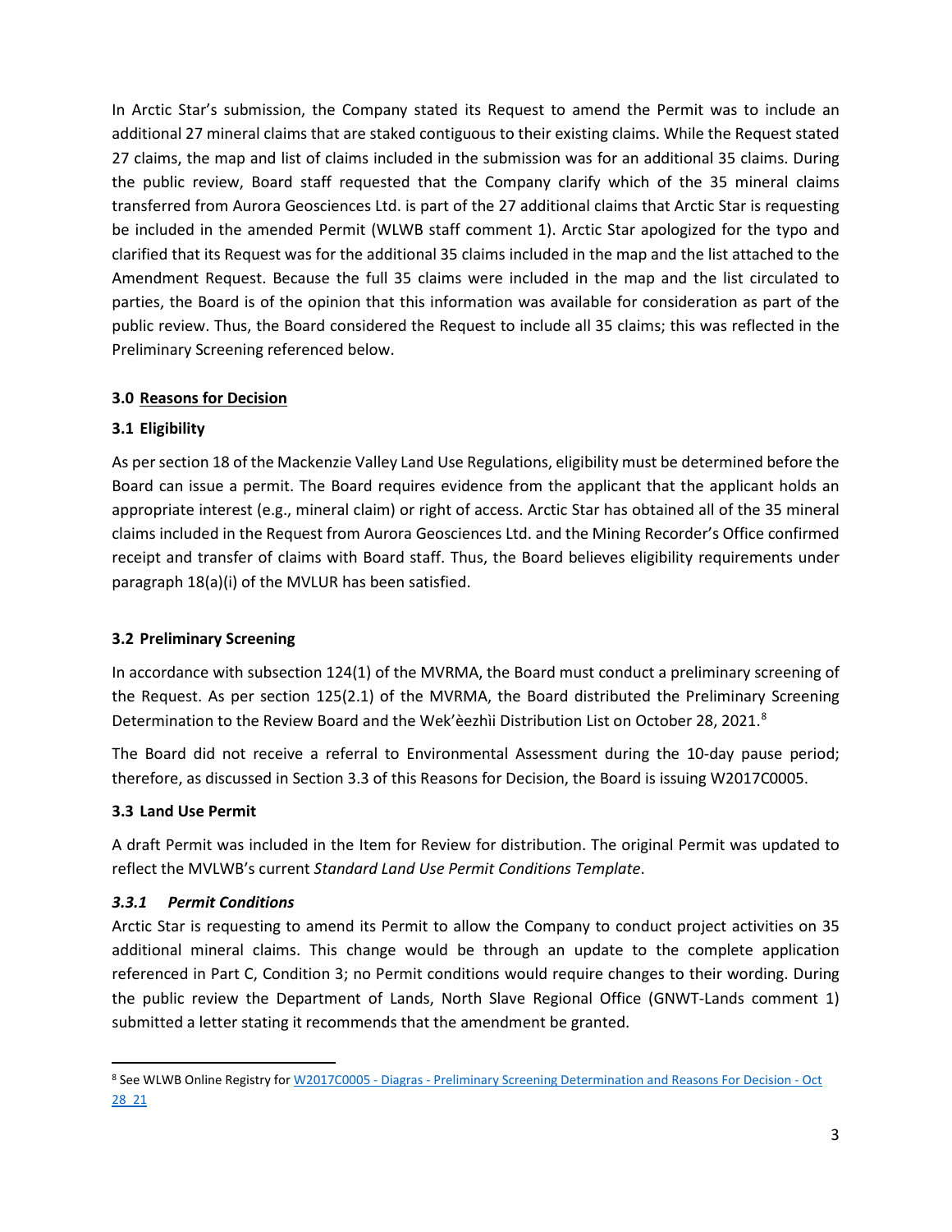In Arctic Star's submission, the Company stated its Request to amend the Permit was to include an additional 27 mineral claims that are staked contiguous to their existing claims. While the Request stated 27 claims, the map and list of claims included in the submission was for an additional 35 claims. During the public review, Board staff requested that the Company clarify which of the 35 mineral claims transferred from Aurora Geosciences Ltd. is part of the 27 additional claims that Arctic Star is requesting be included in the amended Permit (WLWB staff comment 1). Arctic Star apologized for the typo and clarified that its Request was for the additional 35 claims included in the map and the list attached to the Amendment Request. Because the full 35 claims were included in the map and the list circulated to parties, the Board is of the opinion that this information was available for consideration as part of the public review. Thus, the Board considered the Request to include all 35 claims; this was reflected in the Preliminary Screening referenced below.

## 3.0 Reasons for Decision

### 3.1 Eligibility

As per section 18 of the Mackenzie Valley Land Use Regulations, eligibility must be determined before the Board can issue a permit. The Board requires evidence from the applicant that the applicant holds an appropriate interest (e.g., mineral claim) or right of access. Arctic Star has obtained all of the 35 mineral claims included in the Request from Aurora Geosciences Ltd. and the Mining Recorder's Office confirmed receipt and transfer of claims with Board staff. Thus, the Board believes eligibility requirements under paragraph 18(a)(i) of the MVLUR has been satisfied.

### 3.2 Preliminary Screening

In accordance with subsection 124(1) of the MVRMA, the Board must conduct a preliminary screening of the Request. As per section 125(2.1) of the MVRMA, the Board distributed the Preliminary Screening Determination to the Review Board and the Wek'èezhìi Distribution List on October 28, 2021.[8]

The Board did not receive a referral to Environmental Assessment during the 10-day pause period; therefore, as discussed in Section 3.3 of this Reasons for Decision, the Board is issuing W2017C0005.

### 3.3 Land Use Permit

A draft Permit was included in the Item for Review for distribution. The original Permit was updated to reflect the MVLWB's current *Standard Land Use Permit Conditions Template*.

#### *3.3.1 Permit Conditions*

Arctic Star is requesting to amend its Permit to allow the Company to conduct project activities on 35 additional mineral claims. This change would be through an update to the complete application referenced in Part C, Condition 3; no Permit conditions would require changes to their wording. During the public review the Department of Lands, North Slave Regional Office (GNWT-Lands comment 1) submitted a letter stating it recommends that the amendment be granted.

---

[8] See WLWB Online Registry for W2017C0005 - Diagras - Preliminary Screening Determination and Reasons For Decision - Oct 28_21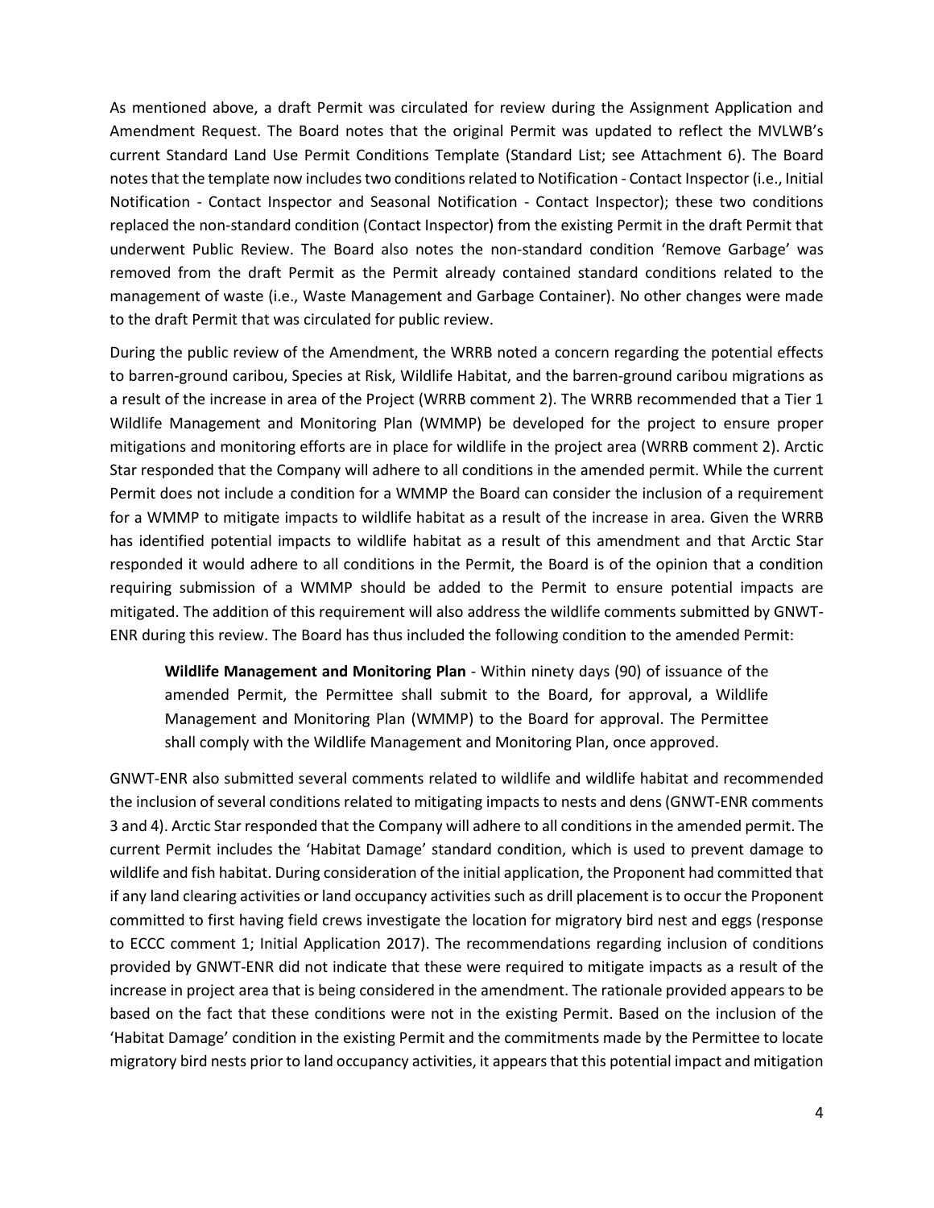As mentioned above, a draft Permit was circulated for review during the Assignment Application and Amendment Request. The Board notes that the original Permit was updated to reflect the MVLWB's current Standard Land Use Permit Conditions Template (Standard List; see Attachment 6). The Board notes that the template now includes two conditions related to Notification - Contact Inspector (i.e., Initial Notification - Contact Inspector and Seasonal Notification - Contact Inspector); these two conditions replaced the non-standard condition (Contact Inspector) from the existing Permit in the draft Permit that underwent Public Review. The Board also notes the non-standard condition 'Remove Garbage' was removed from the draft Permit as the Permit already contained standard conditions related to the management of waste (i.e., Waste Management and Garbage Container). No other changes were made to the draft Permit that was circulated for public review.

During the public review of the Amendment, the WRRB noted a concern regarding the potential effects to barren-ground caribou, Species at Risk, Wildlife Habitat, and the barren-ground caribou migrations as a result of the increase in area of the Project (WRRB comment 2). The WRRB recommended that a Tier 1 Wildlife Management and Monitoring Plan (WMMP) be developed for the project to ensure proper mitigations and monitoring efforts are in place for wildlife in the project area (WRRB comment 2). Arctic Star responded that the Company will adhere to all conditions in the amended permit. While the current Permit does not include a condition for a WMMP the Board can consider the inclusion of a requirement for a WMMP to mitigate impacts to wildlife habitat as a result of the increase in area. Given the WRRB has identified potential impacts to wildlife habitat as a result of this amendment and that Arctic Star responded it would adhere to all conditions in the Permit, the Board is of the opinion that a condition requiring submission of a WMMP should be added to the Permit to ensure potential impacts are mitigated. The addition of this requirement will also address the wildlife comments submitted by GNWT-ENR during this review. The Board has thus included the following condition to the amended Permit:

> **Wildlife Management and Monitoring Plan** - Within ninety days (90) of issuance of the amended Permit, the Permittee shall submit to the Board, for approval, a Wildlife Management and Monitoring Plan (WMMP) to the Board for approval. The Permittee shall comply with the Wildlife Management and Monitoring Plan, once approved.

GNWT-ENR also submitted several comments related to wildlife and wildlife habitat and recommended the inclusion of several conditions related to mitigating impacts to nests and dens (GNWT-ENR comments 3 and 4). Arctic Star responded that the Company will adhere to all conditions in the amended permit. The current Permit includes the 'Habitat Damage' standard condition, which is used to prevent damage to wildlife and fish habitat. During consideration of the initial application, the Proponent had committed that if any land clearing activities or land occupancy activities such as drill placement is to occur the Proponent committed to first having field crews investigate the location for migratory bird nest and eggs (response to ECCC comment 1; Initial Application 2017). The recommendations regarding inclusion of conditions provided by GNWT-ENR did not indicate that these were required to mitigate impacts as a result of the increase in project area that is being considered in the amendment. The rationale provided appears to be based on the fact that these conditions were not in the existing Permit. Based on the inclusion of the 'Habitat Damage' condition in the existing Permit and the commitments made by the Permittee to locate migratory bird nests prior to land occupancy activities, it appears that this potential impact and mitigation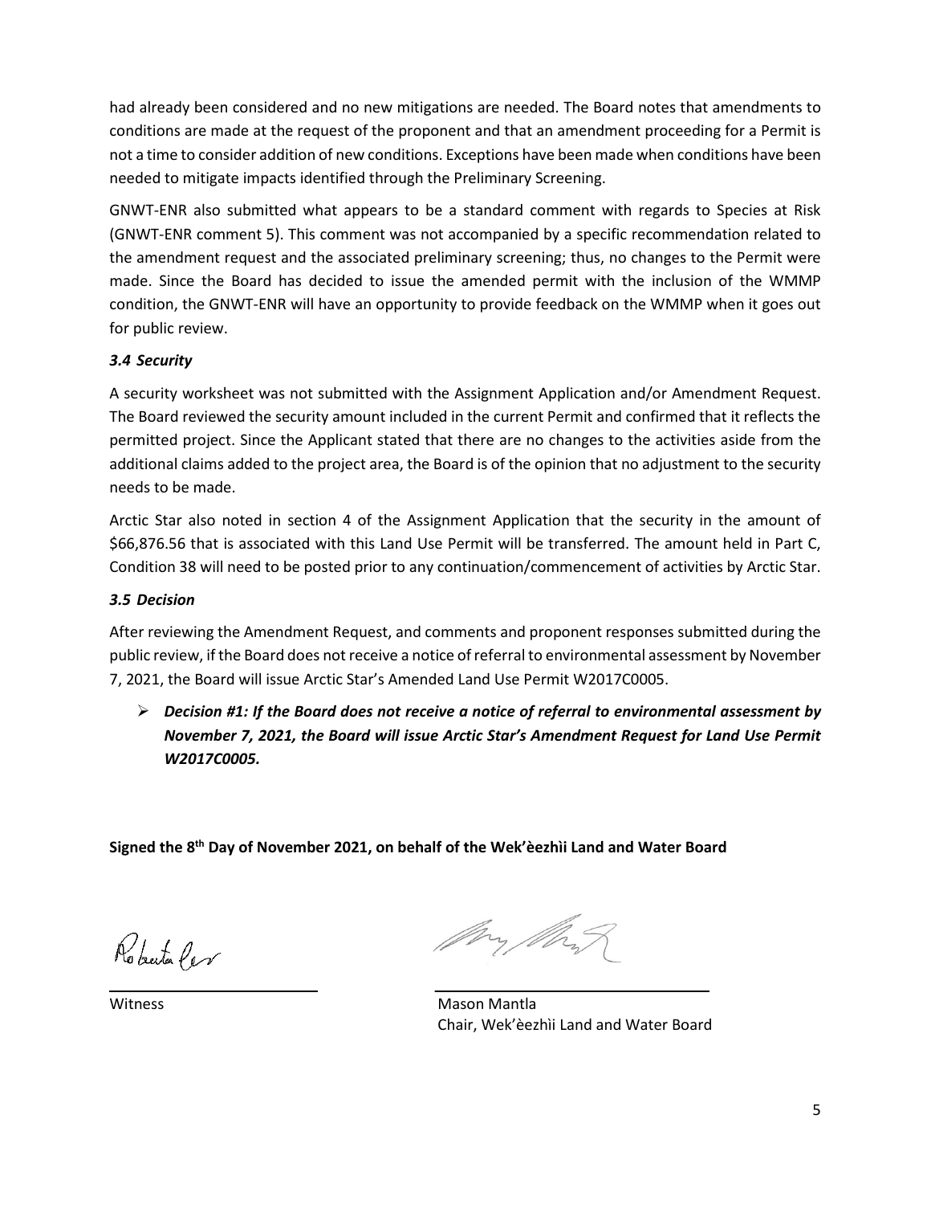had already been considered and no new mitigations are needed. The Board notes that amendments to conditions are made at the request of the proponent and that an amendment proceeding for a Permit is not a time to consider addition of new conditions. Exceptions have been made when conditions have been needed to mitigate impacts identified through the Preliminary Screening.

GNWT-ENR also submitted what appears to be a standard comment with regards to Species at Risk (GNWT-ENR comment 5). This comment was not accompanied by a specific recommendation related to the amendment request and the associated preliminary screening; thus, no changes to the Permit were made. Since the Board has decided to issue the amended permit with the inclusion of the WMMP condition, the GNWT-ENR will have an opportunity to provide feedback on the WMMP when it goes out for public review.

### *3.4 Security*

A security worksheet was not submitted with the Assignment Application and/or Amendment Request. The Board reviewed the security amount included in the current Permit and confirmed that it reflects the permitted project. Since the Applicant stated that there are no changes to the activities aside from the additional claims added to the project area, the Board is of the opinion that no adjustment to the security needs to be made.

Arctic Star also noted in section 4 of the Assignment Application that the security in the amount of $66,876.56 that is associated with this Land Use Permit will be transferred. The amount held in Part C, Condition 38 will need to be posted prior to any continuation/commencement of activities by Arctic Star.

### *3.5 Decision*

After reviewing the Amendment Request, and comments and proponent responses submitted during the public review, if the Board does not receive a notice of referral to environmental assessment by November 7, 2021, the Board will issue Arctic Star's Amended Land Use Permit W2017C0005.

- ***Decision #1: If the Board does not receive a notice of referral to environmental assessment by November 7, 2021, the Board will issue Arctic Star's Amendment Request for Land Use Permit W2017C0005.***

**Signed the 8th Day of November 2021, on behalf of the Wek'èezhìi Land and Water Board**

Witness

Mason Mantla
Chair, Wek'èezhìi Land and Water Board